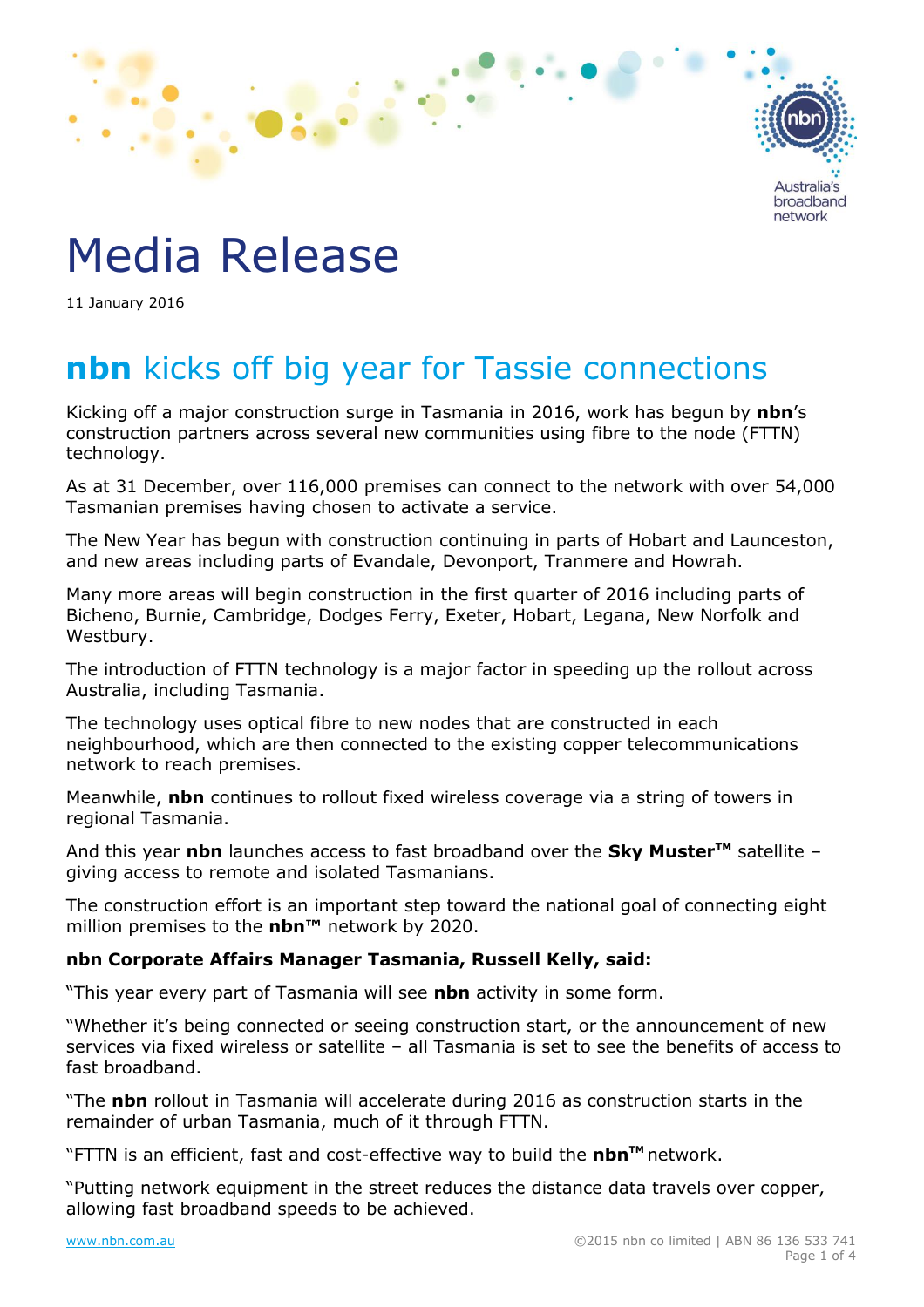# Media Release

11 January 2016

## **nbn** kicks off big year for Tassie connections

Kicking off a major construction surge in Tasmania in 2016, work has begun by **nbn**'s construction partners across several new communities using fibre to the node (FTTN) technology.

As at 31 December, over 116,000 premises can connect to the network with over 54,000 Tasmanian premises having chosen to activate a service.

The New Year has begun with construction continuing in parts of Hobart and Launceston, and new areas including parts of Evandale, Devonport, Tranmere and Howrah.

Many more areas will begin construction in the first quarter of 2016 including parts of Bicheno, Burnie, Cambridge, Dodges Ferry, Exeter, Hobart, Legana, New Norfolk and Westbury.

The introduction of FTTN technology is a major factor in speeding up the rollout across Australia, including Tasmania.

The technology uses optical fibre to new nodes that are constructed in each neighbourhood, which are then connected to the existing copper telecommunications network to reach premises.

Meanwhile, **nbn** continues to rollout fixed wireless coverage via a string of towers in regional Tasmania.

And this year **nbn** launches access to fast broadband over the **Sky Muster™** satellite – giving access to remote and isolated Tasmanians.

The construction effort is an important step toward the national goal of connecting eight million premises to the **nbn™** network by 2020.

**nbn Corporate Affairs Manager Tasmania, Russell Kelly, said:**

"This year every part of Tasmania will see **nbn** activity in some form.

"Whether it's being connected or seeing construction start, or the announcement of new services via fixed wireless or satellite – all Tasmania is set to see the benefits of access to fast broadband.

"The **nbn** rollout in Tasmania will accelerate during 2016 as construction starts in the remainder of urban Tasmania, much of it through FTTN.

"FTTN is an efficient, fast and cost-effective way to build the **nbn™** network.

"Putting network equipment in the street reduces the distance data travels over copper, allowing fast broadband speeds to be achieved.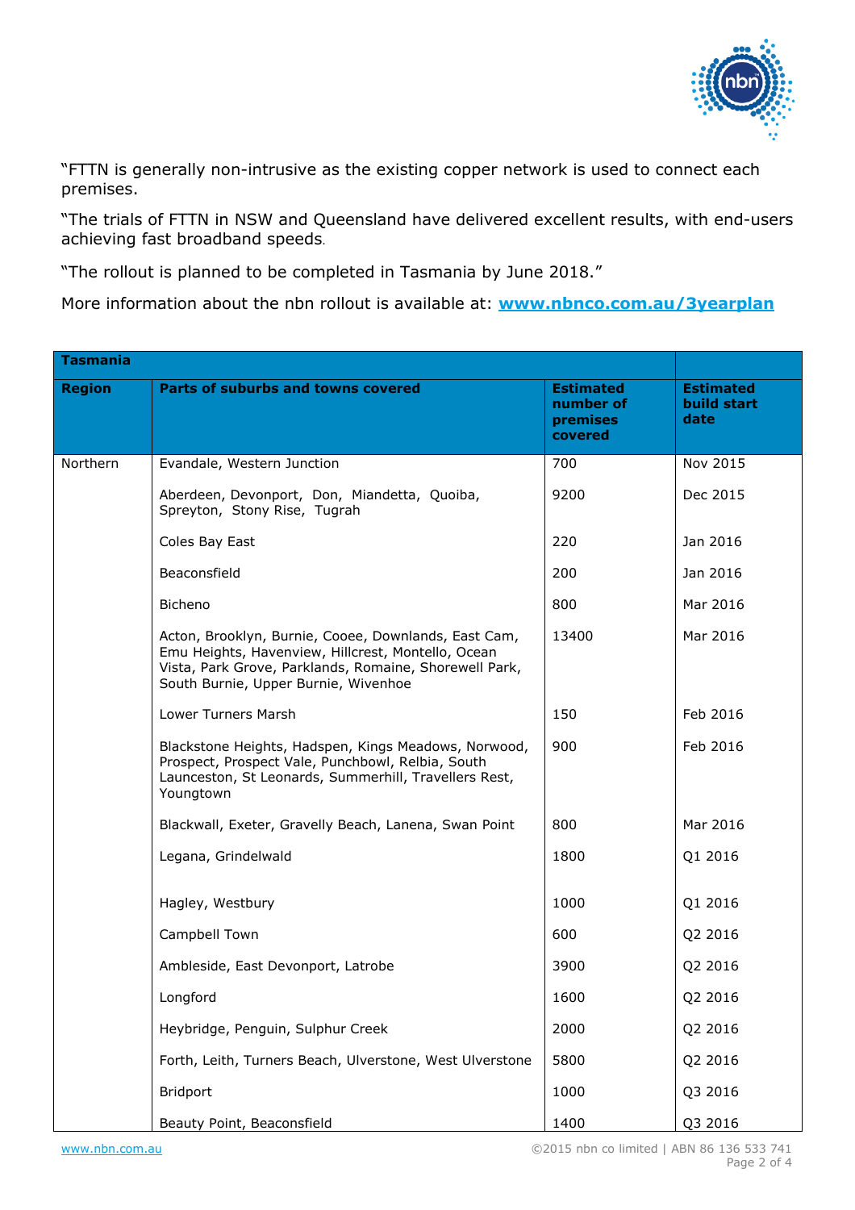"FTTN is generally non-intrusive as the existing copper network is used to connect each premises.

"The trials of FTTN in NSW and Queensland have delivered excellent results, with end-users achieving fast broadband speeds.

"The rollout is planned to be completed in Tasmania by June 2018."

More information about the nbn rollout is available at: **[www.nbnco.com.au/3yearplan](http://www.nbnco.com.au/3yearplan)**

| **Tasmania** | | | |
|---|---|---|---|
| **Region** | **Parts of suburbs and towns covered** | **Estimated number of premises covered** | **Estimated build start date** |
| Northern | Evandale, Western Junction | 700 | Nov 2015 |
| | Aberdeen, Devonport, Don, Miandetta, Quoiba, Spreyton, Stony Rise, Tugrah | 9200 | Dec 2015 |
| | Coles Bay East | 220 | Jan 2016 |
| | Beaconsfield | 200 | Jan 2016 |
| | Bicheno | 800 | Mar 2016 |
| | Acton, Brooklyn, Burnie, Cooee, Downlands, East Cam, Emu Heights, Havenview, Hillcrest, Montello, Ocean Vista, Park Grove, Parklands, Romaine, Shorewell Park, South Burnie, Upper Burnie, Wivenhoe | 13400 | Mar 2016 |
| | Lower Turners Marsh | 150 | Feb 2016 |
| | Blackstone Heights, Hadspen, Kings Meadows, Norwood, Prospect, Prospect Vale, Punchbowl, Relbia, South Launceston, St Leonards, Summerhill, Travellers Rest, Youngtown | 900 | Feb 2016 |
| | Blackwall, Exeter, Gravelly Beach, Lanena, Swan Point | 800 | Mar 2016 |
| | Legana, Grindelwald | 1800 | Q1 2016 |
| | Hagley, Westbury | 1000 | Q1 2016 |
| | Campbell Town | 600 | Q2 2016 |
| | Ambleside, East Devonport, Latrobe | 3900 | Q2 2016 |
| | Longford | 1600 | Q2 2016 |
| | Heybridge, Penguin, Sulphur Creek | 2000 | Q2 2016 |
| | Forth, Leith, Turners Beach, Ulverstone, West Ulverstone | 5800 | Q2 2016 |
| | Bridport | 1000 | Q3 2016 |
| | Beauty Point, Beaconsfield | 1400 | Q3 2016 |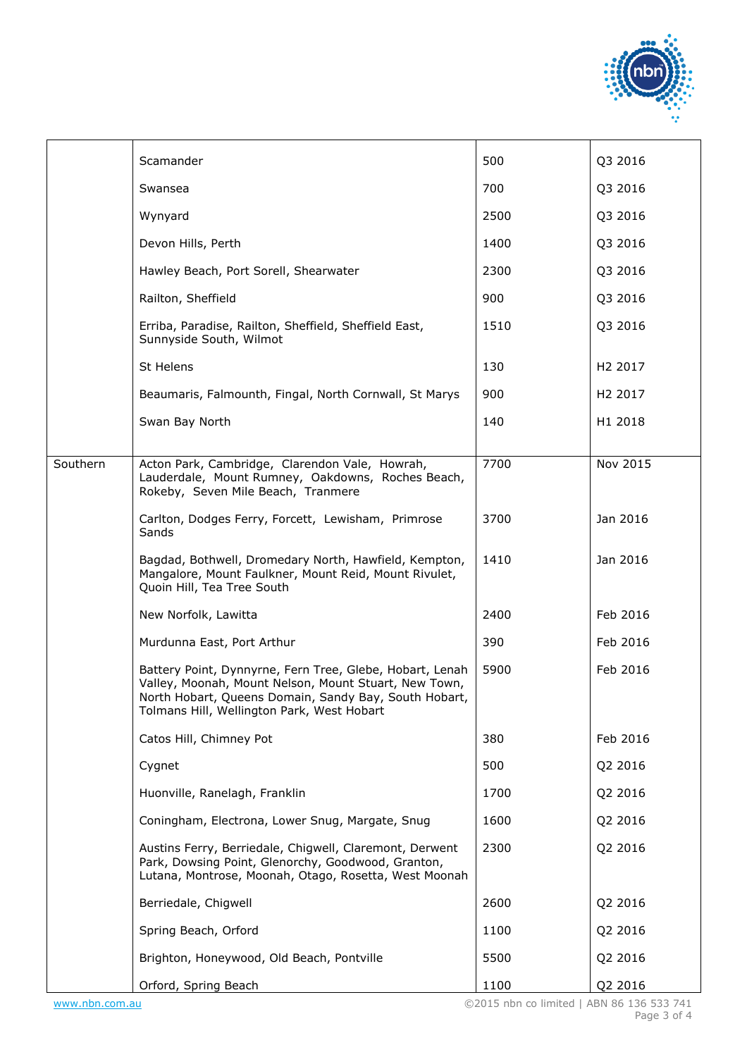| | | | |
|---|---|---|---|
| | Scamander | 500 | Q3 2016 |
| | Swansea | 700 | Q3 2016 |
| | Wynyard | 2500 | Q3 2016 |
| | Devon Hills, Perth | 1400 | Q3 2016 |
| | Hawley Beach, Port Sorell, Shearwater | 2300 | Q3 2016 |
| | Railton, Sheffield | 900 | Q3 2016 |
| | Erriba, Paradise, Railton, Sheffield, Sheffield East, Sunnyside South, Wilmot | 1510 | Q3 2016 |
| | St Helens | 130 | H2 2017 |
| | Beaumaris, Falmounth, Fingal, North Cornwall, St Marys | 900 | H2 2017 |
| | Swan Bay North | 140 | H1 2018 |
| Southern | Acton Park, Cambridge, Clarendon Vale, Howrah, Lauderdale, Mount Rumney, Oakdowns, Roches Beach, Rokeby, Seven Mile Beach, Tranmere | 7700 | Nov 2015 |
| | Carlton, Dodges Ferry, Forcett, Lewisham, Primrose Sands | 3700 | Jan 2016 |
| | Bagdad, Bothwell, Dromedary North, Hawfield, Kempton, Mangalore, Mount Faulkner, Mount Reid, Mount Rivulet, Quoin Hill, Tea Tree South | 1410 | Jan 2016 |
| | New Norfolk, Lawitta | 2400 | Feb 2016 |
| | Murdunna East, Port Arthur | 390 | Feb 2016 |
| | Battery Point, Dynnyrne, Fern Tree, Glebe, Hobart, Lenah Valley, Moonah, Mount Nelson, Mount Stuart, New Town, North Hobart, Queens Domain, Sandy Bay, South Hobart, Tolmans Hill, Wellington Park, West Hobart | 5900 | Feb 2016 |
| | Catos Hill, Chimney Pot | 380 | Feb 2016 |
| | Cygnet | 500 | Q2 2016 |
| | Huonville, Ranelagh, Franklin | 1700 | Q2 2016 |
| | Coningham, Electrona, Lower Snug, Margate, Snug | 1600 | Q2 2016 |
| | Austins Ferry, Berriedale, Chigwell, Claremont, Derwent Park, Dowsing Point, Glenorchy, Goodwood, Granton, Lutana, Montrose, Moonah, Otago, Rosetta, West Moonah | 2300 | Q2 2016 |
| | Berriedale, Chigwell | 2600 | Q2 2016 |
| | Spring Beach, Orford | 1100 | Q2 2016 |
| | Brighton, Honeywood, Old Beach, Pontville | 5500 | Q2 2016 |
| | Orford, Spring Beach | 1100 | Q2 2016 |

www.nbn.com.au ©2015 nbn co limited | ABN 86 136 533 741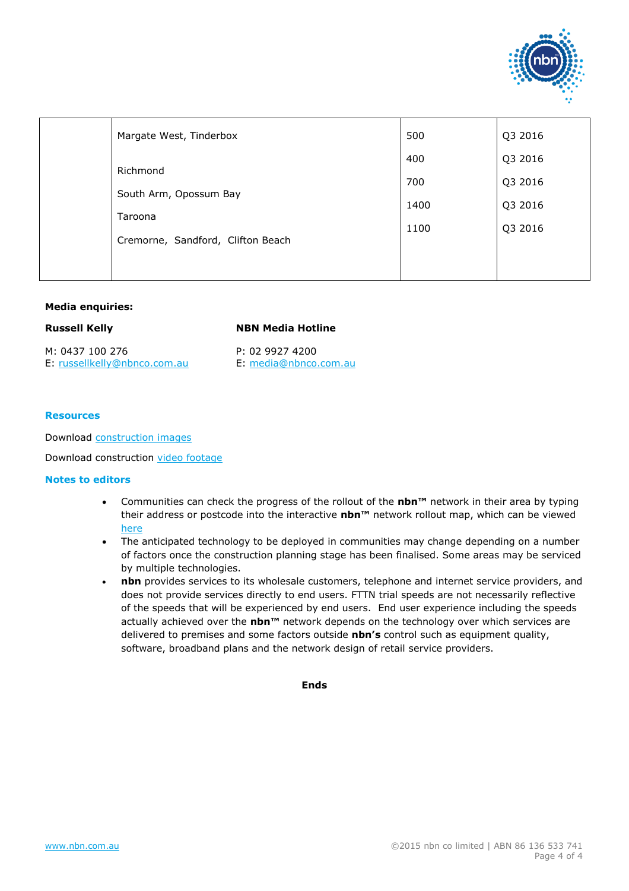| | | | |
|---|---|---|---|
| | Margate West, Tinderbox | 500 | Q3 2016 |
| | Richmond | 400 | Q3 2016 |
| | South Arm, Opossum Bay | 700 | Q3 2016 |
| | Taroona | 1400 | Q3 2016 |
| | Cremorne, Sandford, Clifton Beach | 1100 | Q3 2016 |

**Media enquiries:**

**Russell Kelly**

M: 0437 100 276
E: russellkelly@nbnco.com.au

**NBN Media Hotline**

P: 02 9927 4200
E: media@nbnco.com.au

## Resources

Download construction images

Download construction video footage

## Notes to editors

- Communities can check the progress of the rollout of the **nbn™** network in their area by typing their address or postcode into the interactive **nbn™** network rollout map, which can be viewed here
- The anticipated technology to be deployed in communities may change depending on a number of factors once the construction planning stage has been finalised. Some areas may be serviced by multiple technologies.
- **nbn** provides services to its wholesale customers, telephone and internet service providers, and does not provide services directly to end users. FTTN trial speeds are not necessarily reflective of the speeds that will be experienced by end users. End user experience including the speeds actually achieved over the **nbn™** network depends on the technology over which services are delivered to premises and some factors outside **nbn's** control such as equipment quality, software, broadband plans and the network design of retail service providers.

**Ends**

www.nbn.com.au

©2015 nbn co limited | ABN 86 136 533 741